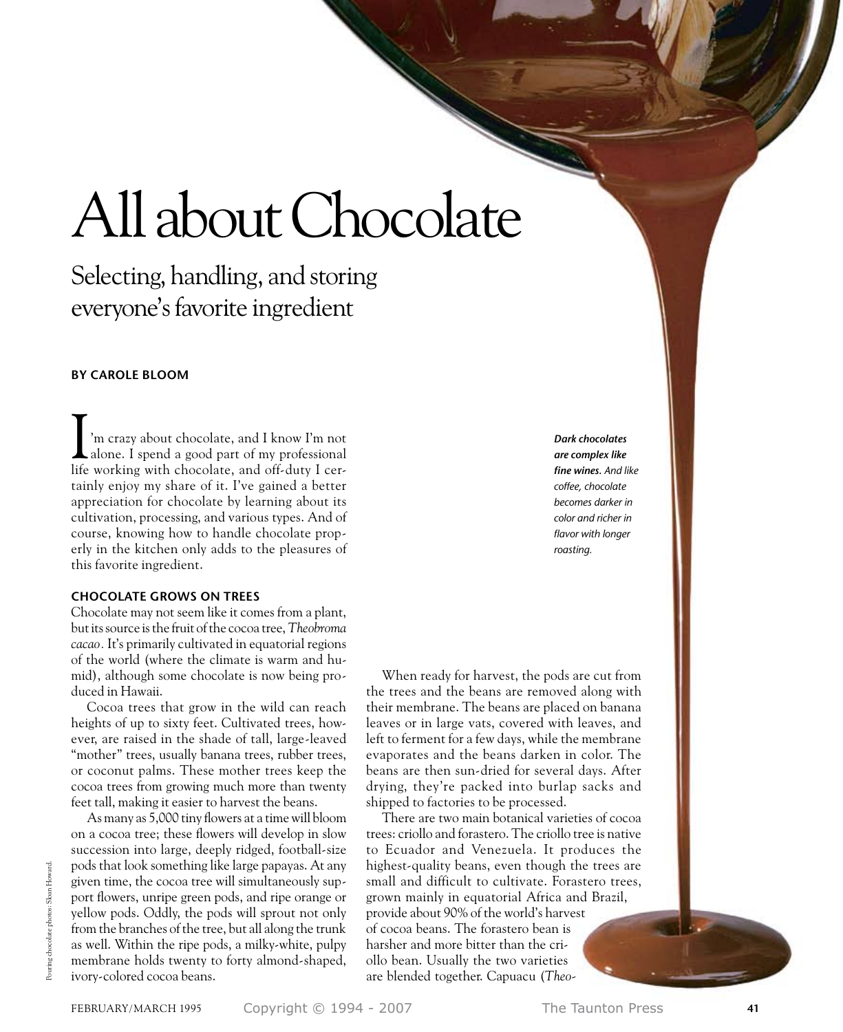# All about Chocolate

## Selecting, handling, and storing everyone's favorite ingredient

**BY CAROLE BLOOM**

I'm crazy about chocolate, and I know I'm not alone. I spend a good part of my professional life working with chocolate, and off-duty I certainly enjoy my share of it. I've gained a better appreciation for chocolate by learning about its cultivation, processing, and various types. And of course, knowing how to handle chocolate properly in the kitchen only adds to the pleasures of this favorite ingredient.

***Dark chocolates are complex like fine wines.*** *And like coffee, chocolate becomes darker in color and richer in flavor with longer roasting.*

### CHOCOLATE GROWS ON TREES

Chocolate may not seem like it comes from a plant, but its source is the fruit of the cocoa tree, *Theobroma cacao*. It's primarily cultivated in equatorial regions of the world (where the climate is warm and humid), although some chocolate is now being produced in Hawaii.

Cocoa trees that grow in the wild can reach heights of up to sixty feet. Cultivated trees, however, are raised in the shade of tall, large-leaved "mother" trees, usually banana trees, rubber trees, or coconut palms. These mother trees keep the cocoa trees from growing much more than twenty feet tall, making it easier to harvest the beans.

As many as 5,000 tiny flowers at a time will bloom on a cocoa tree; these flowers will develop in slow succession into large, deeply ridged, football-size pods that look something like large papayas. At any given time, the cocoa tree will simultaneously support flowers, unripe green pods, and ripe orange or yellow pods. Oddly, the pods will sprout not only from the branches of the tree, but all along the trunk as well. Within the ripe pods, a milky-white, pulpy membrane holds twenty to forty almond-shaped, ivory-colored cocoa beans.

When ready for harvest, the pods are cut from the trees and the beans are removed along with their membrane. The beans are placed on banana leaves or in large vats, covered with leaves, and left to ferment for a few days, while the membrane evaporates and the beans darken in color. The beans are then sun-dried for several days. After drying, they're packed into burlap sacks and shipped to factories to be processed.

There are two main botanical varieties of cocoa trees: criollo and forastero. The criollo tree is native to Ecuador and Venezuela. It produces the highest-quality beans, even though the trees are small and difficult to cultivate. Forastero trees, grown mainly in equatorial Africa and Brazil, provide about 90% of the world's harvest of cocoa beans. The forastero bean is harsher and more bitter than the criollo bean. Usually the two varieties are blended together. Capuacu (*Theo-*

Pouring chocolate photos: Sloan Howard.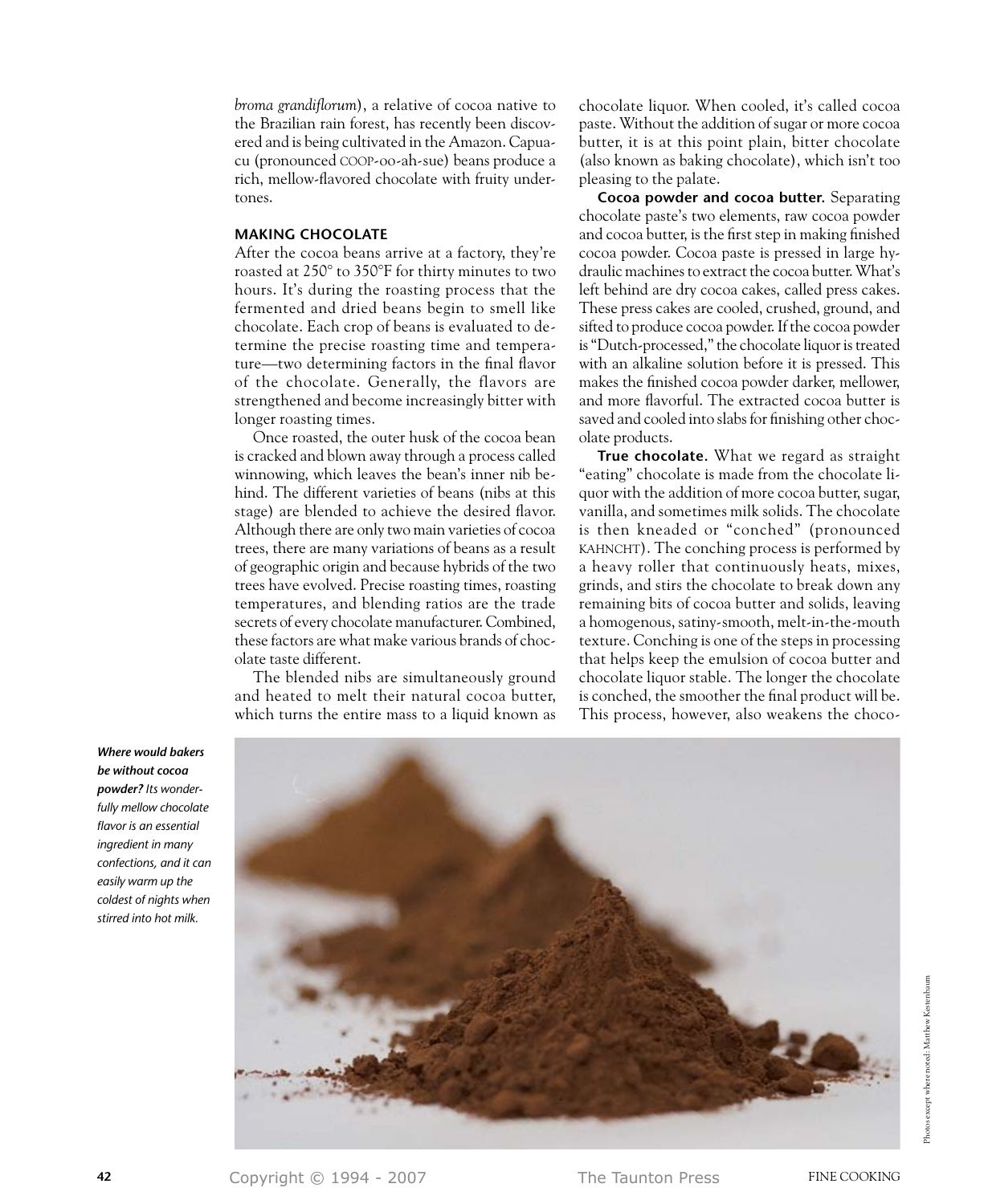*broma grandiflorum*), a relative of cocoa native to the Brazilian rain forest, has recently been discovered and is being cultivated in the Amazon. Capuacu (pronounced COOP-oo-ah-sue) beans produce a rich, mellow-flavored chocolate with fruity undertones.

### MAKING CHOCOLATE

After the cocoa beans arrive at a factory, they're roasted at 250° to 350°F for thirty minutes to two hours. It's during the roasting process that the fermented and dried beans begin to smell like chocolate. Each crop of beans is evaluated to determine the precise roasting time and temperature—two determining factors in the final flavor of the chocolate. Generally, the flavors are strengthened and become increasingly bitter with longer roasting times.

Once roasted, the outer husk of the cocoa bean is cracked and blown away through a process called winnowing, which leaves the bean's inner nib behind. The different varieties of beans (nibs at this stage) are blended to achieve the desired flavor. Although there are only two main varieties of cocoa trees, there are many variations of beans as a result of geographic origin and because hybrids of the two trees have evolved. Precise roasting times, roasting temperatures, and blending ratios are the trade secrets of every chocolate manufacturer. Combined, these factors are what make various brands of chocolate taste different.

The blended nibs are simultaneously ground and heated to melt their natural cocoa butter, which turns the entire mass to a liquid known as chocolate liquor. When cooled, it's called cocoa paste. Without the addition of sugar or more cocoa butter, it is at this point plain, bitter chocolate (also known as baking chocolate), which isn't too pleasing to the palate.

**Cocoa powder and cocoa butter.** Separating chocolate paste's two elements, raw cocoa powder and cocoa butter, is the first step in making finished cocoa powder. Cocoa paste is pressed in large hydraulic machines to extract the cocoa butter. What's left behind are dry cocoa cakes, called press cakes. These press cakes are cooled, crushed, ground, and sifted to produce cocoa powder. If the cocoa powder is "Dutch-processed," the chocolate liquor is treated with an alkaline solution before it is pressed. This makes the finished cocoa powder darker, mellower, and more flavorful. The extracted cocoa butter is saved and cooled into slabs for finishing other chocolate products.

**True chocolate.** What we regard as straight "eating" chocolate is made from the chocolate liquor with the addition of more cocoa butter, sugar, vanilla, and sometimes milk solids. The chocolate is then kneaded or "conched" (pronounced KAHNCHT). The conching process is performed by a heavy roller that continuously heats, mixes, grinds, and stirs the chocolate to break down any remaining bits of cocoa butter and solids, leaving a homogenous, satiny-smooth, melt-in-the-mouth texture. Conching is one of the steps in processing that helps keep the emulsion of cocoa butter and chocolate liquor stable. The longer the chocolate is conched, the smoother the final product will be. This process, however, also weakens the choco-

***Where would bakers be without cocoa powder?*** *Its wonderfully mellow chocolate flavor is an essential ingredient in many confections, and it can easily warm up the coldest of nights when stirred into hot milk.*

Photos except where noted: Matthew Kestenbaum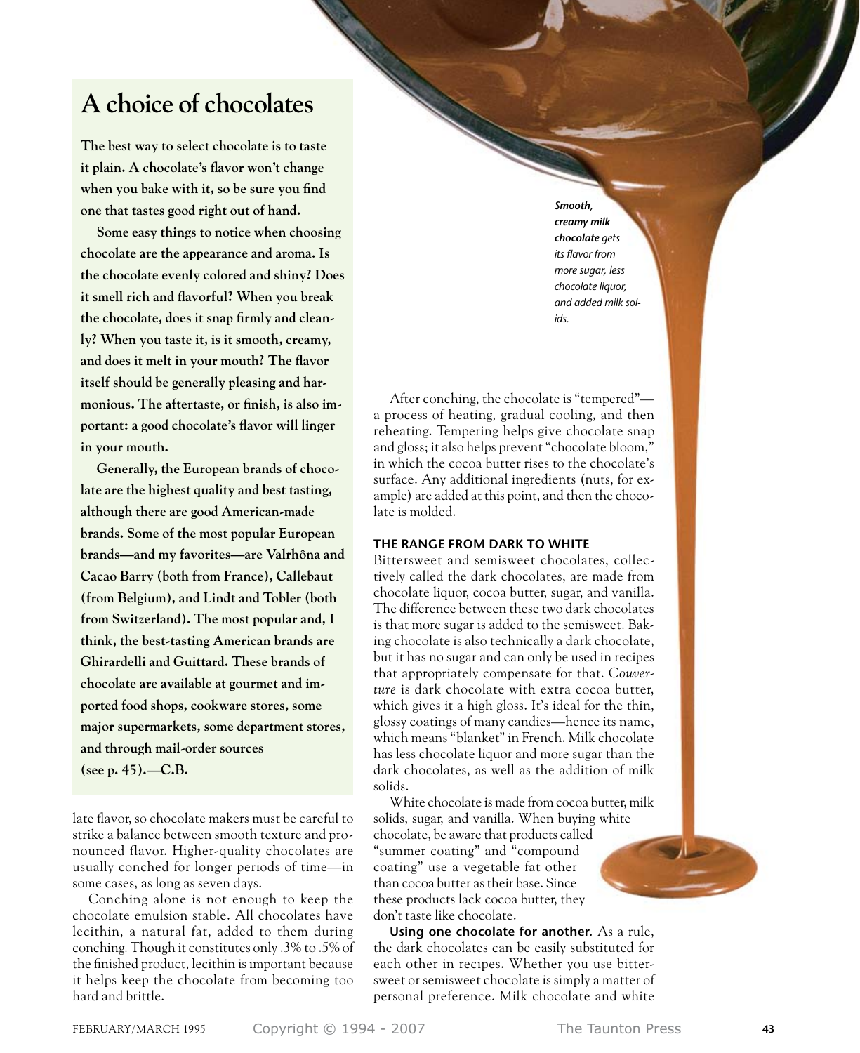## A choice of chocolates

**The best way to select chocolate is to taste it plain. A chocolate's flavor won't change when you bake with it, so be sure you find one that tastes good right out of hand.**

**Some easy things to notice when choosing chocolate are the appearance and aroma. Is the chocolate evenly colored and shiny? Does it smell rich and flavorful? When you break the chocolate, does it snap firmly and cleanly? When you taste it, is it smooth, creamy, and does it melt in your mouth? The flavor itself should be generally pleasing and harmonious. The aftertaste, or finish, is also important: a good chocolate's flavor will linger in your mouth.**

**Generally, the European brands of chocolate are the highest quality and best tasting, although there are good American-made brands. Some of the most popular European brands—and my favorites—are Valrhôna and Cacao Barry (both from France), Callebaut (from Belgium), and Lindt and Tobler (both from Switzerland). The most popular and, I think, the best-tasting American brands are Ghirardelli and Guittard. These brands of chocolate are available at gourmet and imported food shops, cookware stores, some major supermarkets, some department stores, and through mail-order sources (see p. 45).—C.B.**

late flavor, so chocolate makers must be careful to strike a balance between smooth texture and pronounced flavor. Higher-quality chocolates are usually conched for longer periods of time—in some cases, as long as seven days.

Conching alone is not enough to keep the chocolate emulsion stable. All chocolates have lecithin, a natural fat, added to them during conching. Though it constitutes only .3% to .5% of the finished product, lecithin is important because it helps keep the chocolate from becoming too hard and brittle.

***Smooth, creamy milk chocolate** gets its flavor from more sugar, less chocolate liquor, and added milk solids.*

After conching, the chocolate is "tempered"—a process of heating, gradual cooling, and then reheating. Tempering helps give chocolate snap and gloss; it also helps prevent "chocolate bloom," in which the cocoa butter rises to the chocolate's surface. Any additional ingredients (nuts, for example) are added at this point, and then the chocolate is molded.

### THE RANGE FROM DARK TO WHITE

Bittersweet and semisweet chocolates, collectively called the dark chocolates, are made from chocolate liquor, cocoa butter, sugar, and vanilla. The difference between these two dark chocolates is that more sugar is added to the semisweet. Baking chocolate is also technically a dark chocolate, but it has no sugar and can only be used in recipes that appropriately compensate for that. *Couverture* is dark chocolate with extra cocoa butter, which gives it a high gloss. It's ideal for the thin, glossy coatings of many candies—hence its name, which means "blanket" in French. Milk chocolate has less chocolate liquor and more sugar than the dark chocolates, as well as the addition of milk solids.

White chocolate is made from cocoa butter, milk solids, sugar, and vanilla. When buying white chocolate, be aware that products called "summer coating" and "compound coating" use a vegetable fat other than cocoa butter as their base. Since these products lack cocoa butter, they don't taste like chocolate.

**Using one chocolate for another.** As a rule, the dark chocolates can be easily substituted for each other in recipes. Whether you use bittersweet or semisweet chocolate is simply a matter of personal preference. Milk chocolate and white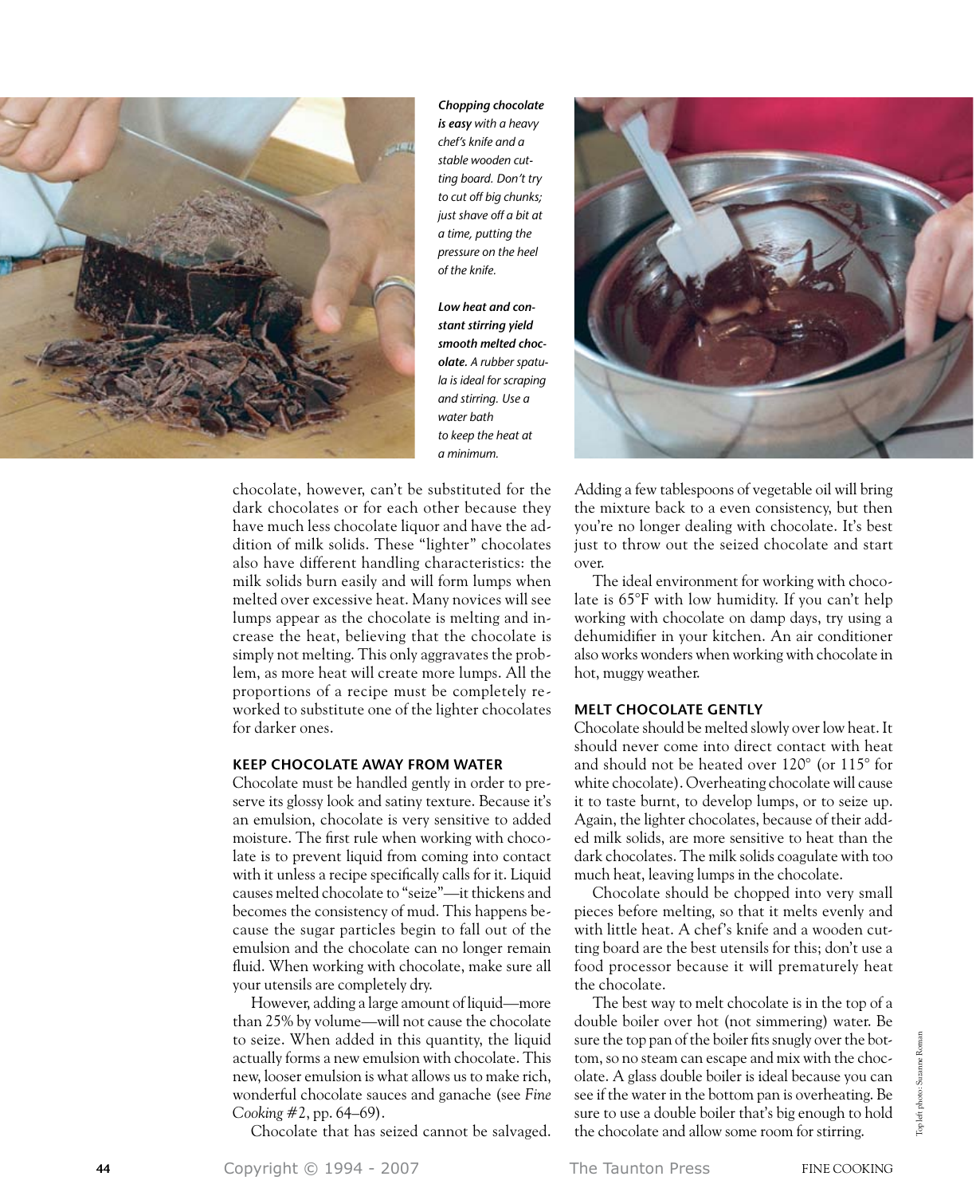***Chopping chocolate is easy*** *with a heavy chef's knife and a stable wooden cutting board. Don't try to cut off big chunks; just shave off a bit at a time, putting the pressure on the heel of the knife.*

***Low heat and constant stirring yield smooth melted chocolate.*** *A rubber spatula is ideal for scraping and stirring. Use a water bath to keep the heat at a minimum.*

chocolate, however, can't be substituted for the dark chocolates or for each other because they have much less chocolate liquor and have the addition of milk solids. These "lighter" chocolates also have different handling characteristics: the milk solids burn easily and will form lumps when melted over excessive heat. Many novices will see lumps appear as the chocolate is melting and increase the heat, believing that the chocolate is simply not melting. This only aggravates the problem, as more heat will create more lumps. All the proportions of a recipe must be completely reworked to substitute one of the lighter chocolates for darker ones.

## KEEP CHOCOLATE AWAY FROM WATER

Chocolate must be handled gently in order to preserve its glossy look and satiny texture. Because it's an emulsion, chocolate is very sensitive to added moisture. The first rule when working with chocolate is to prevent liquid from coming into contact with it unless a recipe specifically calls for it. Liquid causes melted chocolate to "seize"—it thickens and becomes the consistency of mud. This happens because the sugar particles begin to fall out of the emulsion and the chocolate can no longer remain fluid. When working with chocolate, make sure all your utensils are completely dry.

However, adding a large amount of liquid—more than 25% by volume—will not cause the chocolate to seize. When added in this quantity, the liquid actually forms a new emulsion with chocolate. This new, looser emulsion is what allows us to make rich, wonderful chocolate sauces and ganache (see *Fine Cooking* #2, pp. 64–69).

Chocolate that has seized cannot be salvaged. Adding a few tablespoons of vegetable oil will bring the mixture back to a even consistency, but then you're no longer dealing with chocolate. It's best just to throw out the seized chocolate and start over.

The ideal environment for working with chocolate is 65°F with low humidity. If you can't help working with chocolate on damp days, try using a dehumidifier in your kitchen. An air conditioner also works wonders when working with chocolate in hot, muggy weather.

## MELT CHOCOLATE GENTLY

Chocolate should be melted slowly over low heat. It should never come into direct contact with heat and should not be heated over 120° (or 115° for white chocolate). Overheating chocolate will cause it to taste burnt, to develop lumps, or to seize up. Again, the lighter chocolates, because of their added milk solids, are more sensitive to heat than the dark chocolates. The milk solids coagulate with too much heat, leaving lumps in the chocolate.

Chocolate should be chopped into very small pieces before melting, so that it melts evenly and with little heat. A chef's knife and a wooden cutting board are the best utensils for this; don't use a food processor because it will prematurely heat the chocolate.

The best way to melt chocolate is in the top of a double boiler over hot (not simmering) water. Be sure the top pan of the boiler fits snugly over the bottom, so no steam can escape and mix with the chocolate. A glass double boiler is ideal because you can see if the water in the bottom pan is overheating. Be sure to use a double boiler that's big enough to hold the chocolate and allow some room for stirring.

Top left photo: Suzanne Roman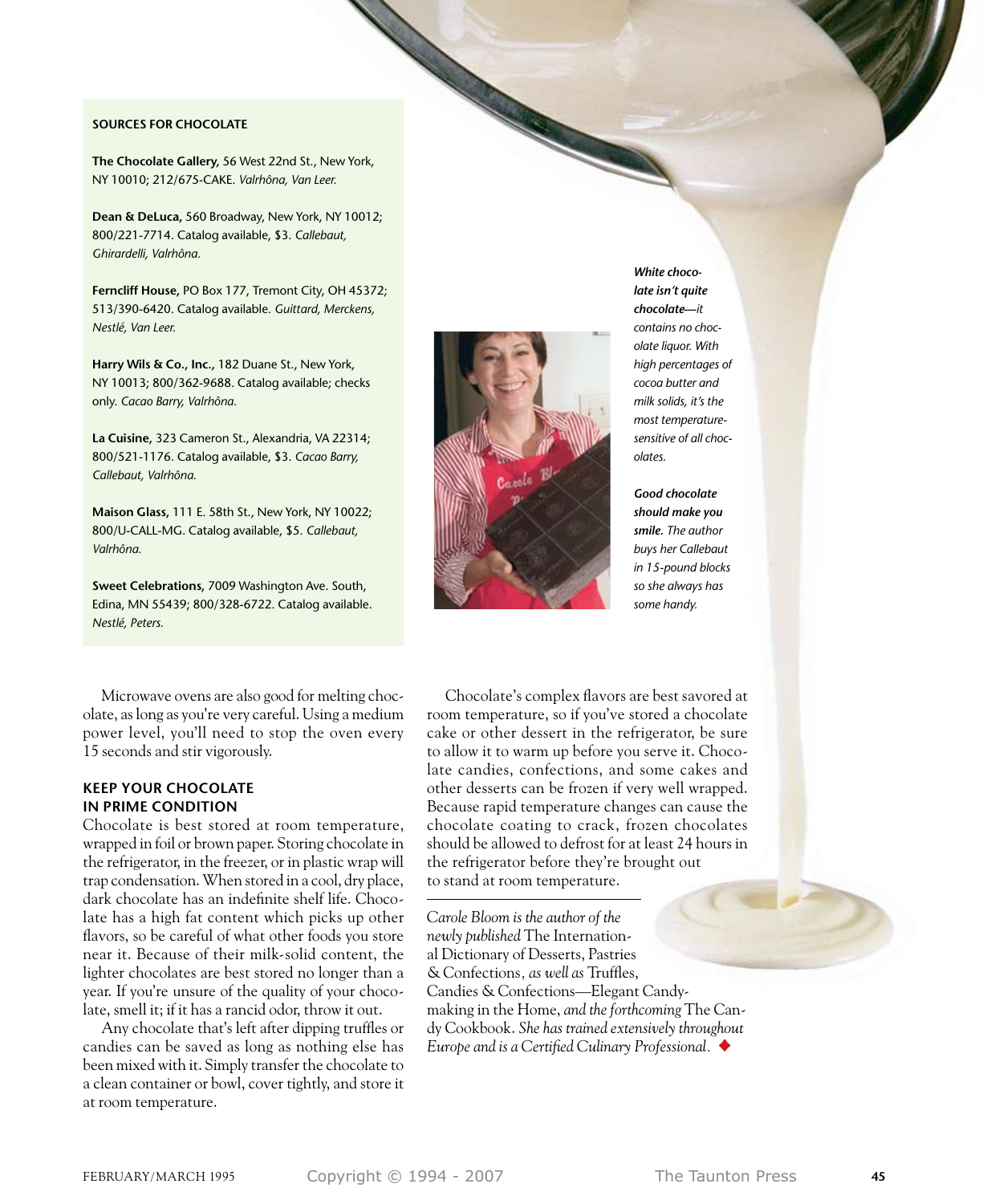**SOURCES FOR CHOCOLATE**

**The Chocolate Gallery,** 56 West 22nd St., New York, NY 10010; 212/675-CAKE. *Valrhôna, Van Leer.*

**Dean & DeLuca,** 560 Broadway, New York, NY 10012; 800/221-7714. Catalog available, $3. *Callebaut, Ghirardelli, Valrhôna.*

**Ferncliff House,** PO Box 177, Tremont City, OH 45372; 513/390-6420. Catalog available. *Guittard, Merckens, Nestlé, Van Leer.*

**Harry Wils & Co., Inc.,** 182 Duane St., New York, NY 10013; 800/362-9688. Catalog available; checks only. *Cacao Barry, Valrhôna.*

**La Cuisine,** 323 Cameron St., Alexandria, VA 22314; 800/521-1176. Catalog available, $3. *Cacao Barry, Callebaut, Valrhôna.*

**Maison Glass,** 111 E. 58th St., New York, NY 10022; 800/U-CALL-MG. Catalog available, $5. *Callebaut, Valrhôna.*

**Sweet Celebrations,** 7009 Washington Ave. South, Edina, MN 55439; 800/328-6722. Catalog available. *Nestlé, Peters.*

***White chocolate isn't quite chocolate***—*it contains no chocolate liquor. With high percentages of cocoa butter and milk solids, it's the most temperature-sensitive of all chocolates.*

***Good chocolate should make you smile.*** *The author buys her Callebaut in 15-pound blocks so she always has some handy.*

Microwave ovens are also good for melting chocolate, as long as you're very careful. Using a medium power level, you'll need to stop the oven every 15 seconds and stir vigorously.

### KEEP YOUR CHOCOLATE IN PRIME CONDITION

Chocolate is best stored at room temperature, wrapped in foil or brown paper. Storing chocolate in the refrigerator, in the freezer, or in plastic wrap will trap condensation. When stored in a cool, dry place, dark chocolate has an indefinite shelf life. Chocolate has a high fat content which picks up other flavors, so be careful of what other foods you store near it. Because of their milk-solid content, the lighter chocolates are best stored no longer than a year. If you're unsure of the quality of your chocolate, smell it; if it has a rancid odor, throw it out.

Any chocolate that's left after dipping truffles or candies can be saved as long as nothing else has been mixed with it. Simply transfer the chocolate to a clean container or bowl, cover tightly, and store it at room temperature.

Chocolate's complex flavors are best savored at room temperature, so if you've stored a chocolate cake or other dessert in the refrigerator, be sure to allow it to warm up before you serve it. Chocolate candies, confections, and some cakes and other desserts can be frozen if very well wrapped. Because rapid temperature changes can cause the chocolate coating to crack, frozen chocolates should be allowed to defrost for at least 24 hours in the refrigerator before they're brought out to stand at room temperature.

---

*Carole Bloom is the author of the newly published* The International Dictionary of Desserts, Pastries & Confections, *as well as* Truffles, Candies & Confections—Elegant Candymaking in the Home, *and the forthcoming* The Candy Cookbook. *She has trained extensively throughout Europe and is a Certified Culinary Professional.* ◆